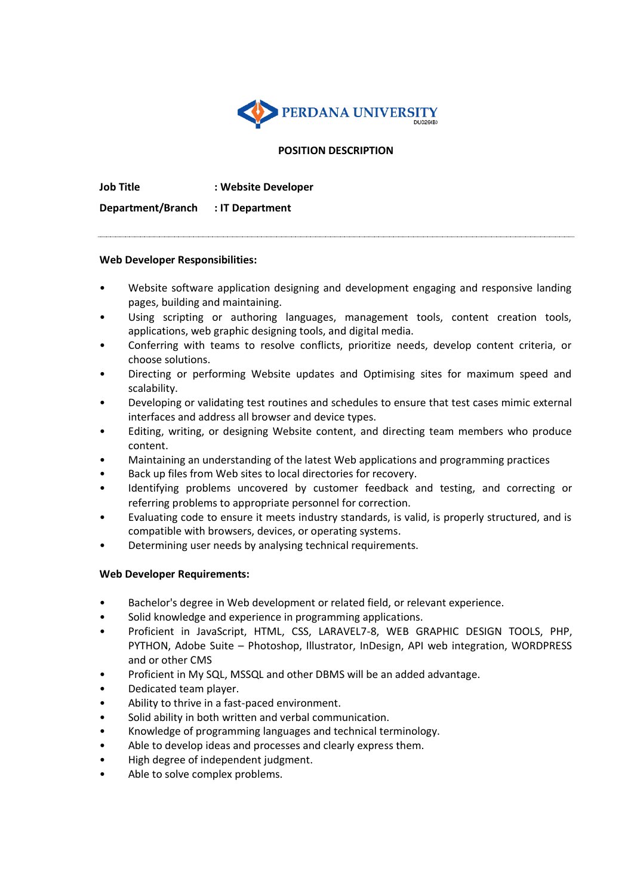PERDANA UNIVERSITY
DU026(B)

# POSITION DESCRIPTION

**Job Title** : **Website Developer**

**Department/Branch** : **IT Department**

---

**Web Developer Responsibilities:**

- Website software application designing and development engaging and responsive landing pages, building and maintaining.
- Using scripting or authoring languages, management tools, content creation tools, applications, web graphic designing tools, and digital media.
- Conferring with teams to resolve conflicts, prioritize needs, develop content criteria, or choose solutions.
- Directing or performing Website updates and Optimising sites for maximum speed and scalability.
- Developing or validating test routines and schedules to ensure that test cases mimic external interfaces and address all browser and device types.
- Editing, writing, or designing Website content, and directing team members who produce content.
- Maintaining an understanding of the latest Web applications and programming practices
- Back up files from Web sites to local directories for recovery.
- Identifying problems uncovered by customer feedback and testing, and correcting or referring problems to appropriate personnel for correction.
- Evaluating code to ensure it meets industry standards, is valid, is properly structured, and is compatible with browsers, devices, or operating systems.
- Determining user needs by analysing technical requirements.

**Web Developer Requirements:**

- Bachelor's degree in Web development or related field, or relevant experience.
- Solid knowledge and experience in programming applications.
- Proficient in JavaScript, HTML, CSS, LARAVEL7-8, WEB GRAPHIC DESIGN TOOLS, PHP, PYTHON, Adobe Suite – Photoshop, Illustrator, InDesign, API web integration, WORDPRESS and or other CMS
- Proficient in My SQL, MSSQL and other DBMS will be an added advantage.
- Dedicated team player.
- Ability to thrive in a fast-paced environment.
- Solid ability in both written and verbal communication.
- Knowledge of programming languages and technical terminology.
- Able to develop ideas and processes and clearly express them.
- High degree of independent judgment.
- Able to solve complex problems.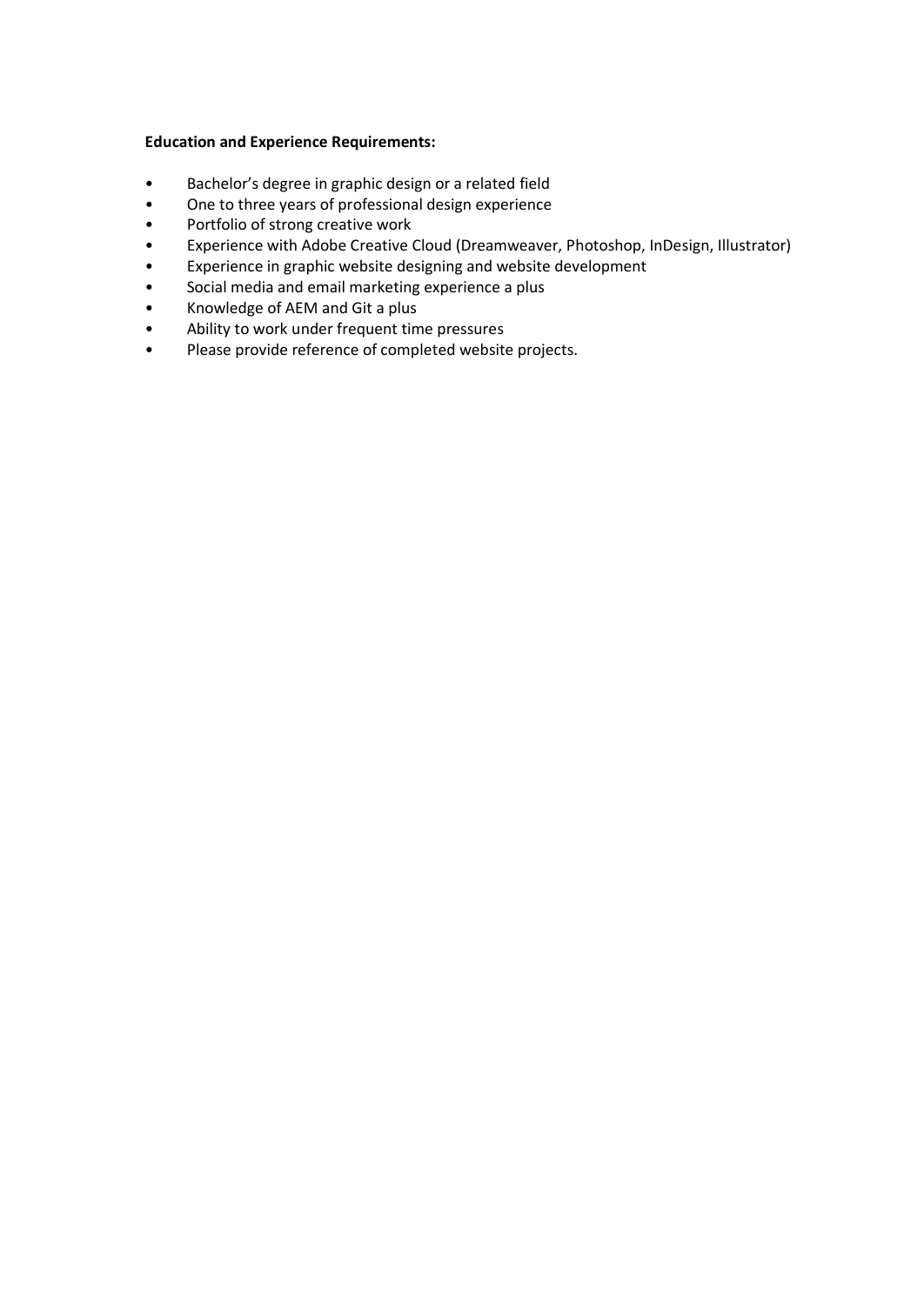**Education and Experience Requirements:**

- Bachelor's degree in graphic design or a related field
- One to three years of professional design experience
- Portfolio of strong creative work
- Experience with Adobe Creative Cloud (Dreamweaver, Photoshop, InDesign, Illustrator)
- Experience in graphic website designing and website development
- Social media and email marketing experience a plus
- Knowledge of AEM and Git a plus
- Ability to work under frequent time pressures
- Please provide reference of completed website projects.